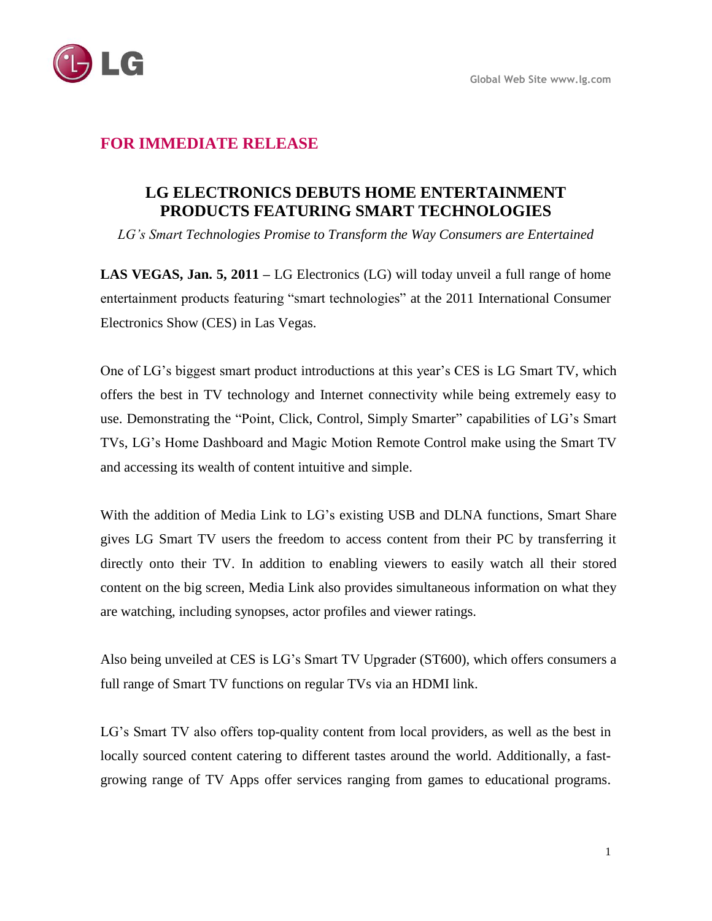Global Web Site www.lg.com

## FOR IMMEDIATE RELEASE

# LG ELECTRONICS DEBUTS HOME ENTERTAINMENT PRODUCTS FEATURING SMART TECHNOLOGIES

*LG's Smart Technologies Promise to Transform the Way Consumers are Entertained*

**LAS VEGAS, Jan. 5, 2011 –** LG Electronics (LG) will today unveil a full range of home entertainment products featuring "smart technologies" at the 2011 International Consumer Electronics Show (CES) in Las Vegas.

One of LG's biggest smart product introductions at this year's CES is LG Smart TV, which offers the best in TV technology and Internet connectivity while being extremely easy to use. Demonstrating the "Point, Click, Control, Simply Smarter" capabilities of LG's Smart TVs, LG's Home Dashboard and Magic Motion Remote Control make using the Smart TV and accessing its wealth of content intuitive and simple.

With the addition of Media Link to LG's existing USB and DLNA functions, Smart Share gives LG Smart TV users the freedom to access content from their PC by transferring it directly onto their TV. In addition to enabling viewers to easily watch all their stored content on the big screen, Media Link also provides simultaneous information on what they are watching, including synopses, actor profiles and viewer ratings.

Also being unveiled at CES is LG's Smart TV Upgrader (ST600), which offers consumers a full range of Smart TV functions on regular TVs via an HDMI link.

LG's Smart TV also offers top-quality content from local providers, as well as the best in locally sourced content catering to different tastes around the world. Additionally, a fast-growing range of TV Apps offer services ranging from games to educational programs.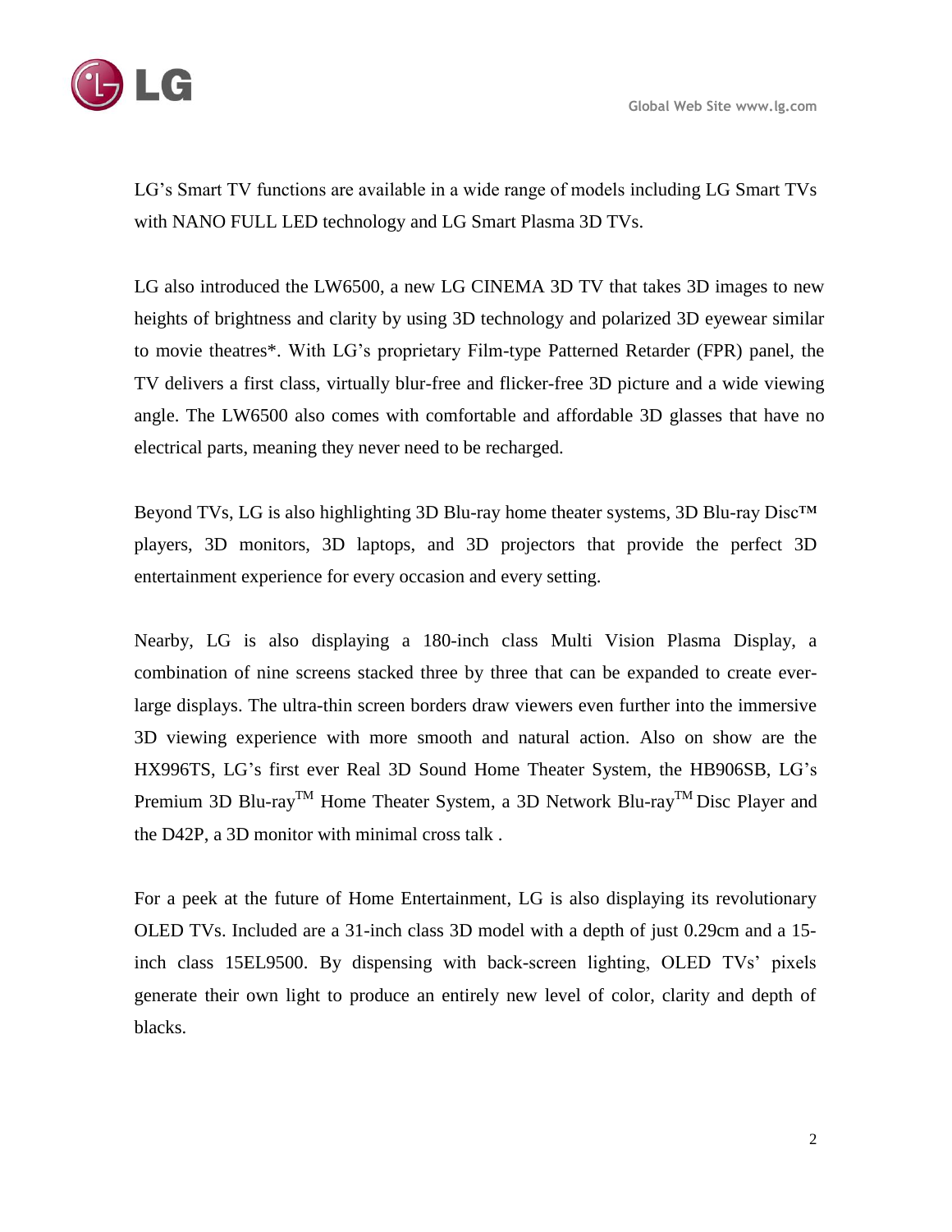LG's Smart TV functions are available in a wide range of models including LG Smart TVs with NANO FULL LED technology and LG Smart Plasma 3D TVs.

LG also introduced the LW6500, a new LG CINEMA 3D TV that takes 3D images to new heights of brightness and clarity by using 3D technology and polarized 3D eyewear similar to movie theatres*. With LG's proprietary Film-type Patterned Retarder (FPR) panel, the TV delivers a first class, virtually blur-free and flicker-free 3D picture and a wide viewing angle. The LW6500 also comes with comfortable and affordable 3D glasses that have no electrical parts, meaning they never need to be recharged.

Beyond TVs, LG is also highlighting 3D Blu-ray home theater systems, 3D Blu-ray Disc™ players, 3D monitors, 3D laptops, and 3D projectors that provide the perfect 3D entertainment experience for every occasion and every setting.

Nearby, LG is also displaying a 180-inch class Multi Vision Plasma Display, a combination of nine screens stacked three by three that can be expanded to create ever-large displays. The ultra-thin screen borders draw viewers even further into the immersive 3D viewing experience with more smooth and natural action. Also on show are the HX996TS, LG's first ever Real 3D Sound Home Theater System, the HB906SB, LG's Premium 3D Blu-ray™ Home Theater System, a 3D Network Blu-ray™ Disc Player and the D42P, a 3D monitor with minimal cross talk .

For a peek at the future of Home Entertainment, LG is also displaying its revolutionary OLED TVs. Included are a 31-inch class 3D model with a depth of just 0.29cm and a 15-inch class 15EL9500. By dispensing with back-screen lighting, OLED TVs' pixels generate their own light to produce an entirely new level of color, clarity and depth of blacks.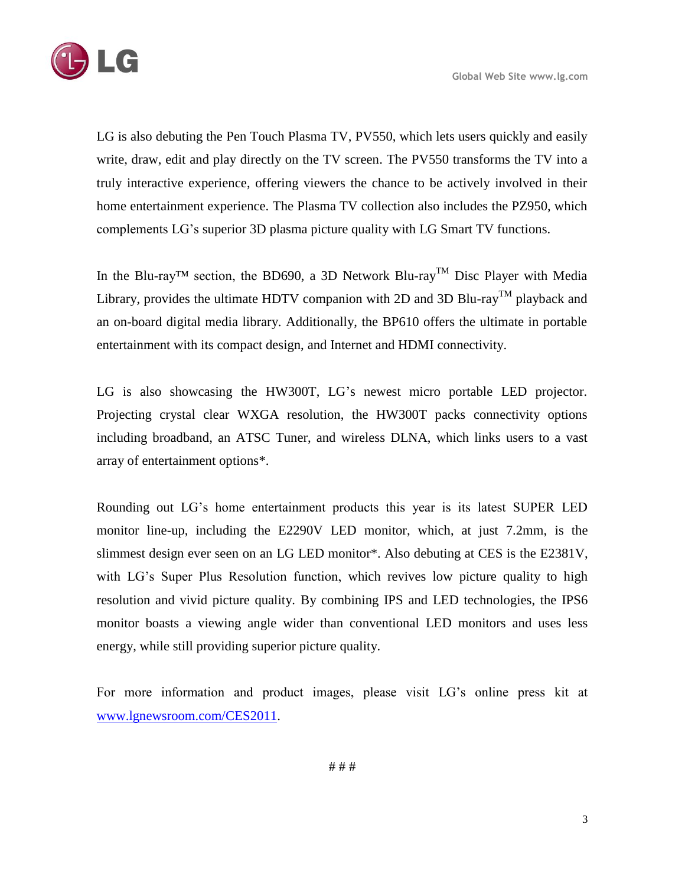LG is also debuting the Pen Touch Plasma TV, PV550, which lets users quickly and easily write, draw, edit and play directly on the TV screen. The PV550 transforms the TV into a truly interactive experience, offering viewers the chance to be actively involved in their home entertainment experience. The Plasma TV collection also includes the PZ950, which complements LG's superior 3D plasma picture quality with LG Smart TV functions.

In the Blu-ray™ section, the BD690, a 3D Network Blu-ray™ Disc Player with Media Library, provides the ultimate HDTV companion with 2D and 3D Blu-ray™ playback and an on-board digital media library. Additionally, the BP610 offers the ultimate in portable entertainment with its compact design, and Internet and HDMI connectivity.

LG is also showcasing the HW300T, LG's newest micro portable LED projector. Projecting crystal clear WXGA resolution, the HW300T packs connectivity options including broadband, an ATSC Tuner, and wireless DLNA, which links users to a vast array of entertainment options*.

Rounding out LG's home entertainment products this year is its latest SUPER LED monitor line-up, including the E2290V LED monitor, which, at just 7.2mm, is the slimmest design ever seen on an LG LED monitor*. Also debuting at CES is the E2381V, with LG's Super Plus Resolution function, which revives low picture quality to high resolution and vivid picture quality. By combining IPS and LED technologies, the IPS6 monitor boasts a viewing angle wider than conventional LED monitors and uses less energy, while still providing superior picture quality.

For more information and product images, please visit LG's online press kit at [www.lgnewsroom.com/CES2011](http://www.lgnewsroom.com/CES2011).

# # #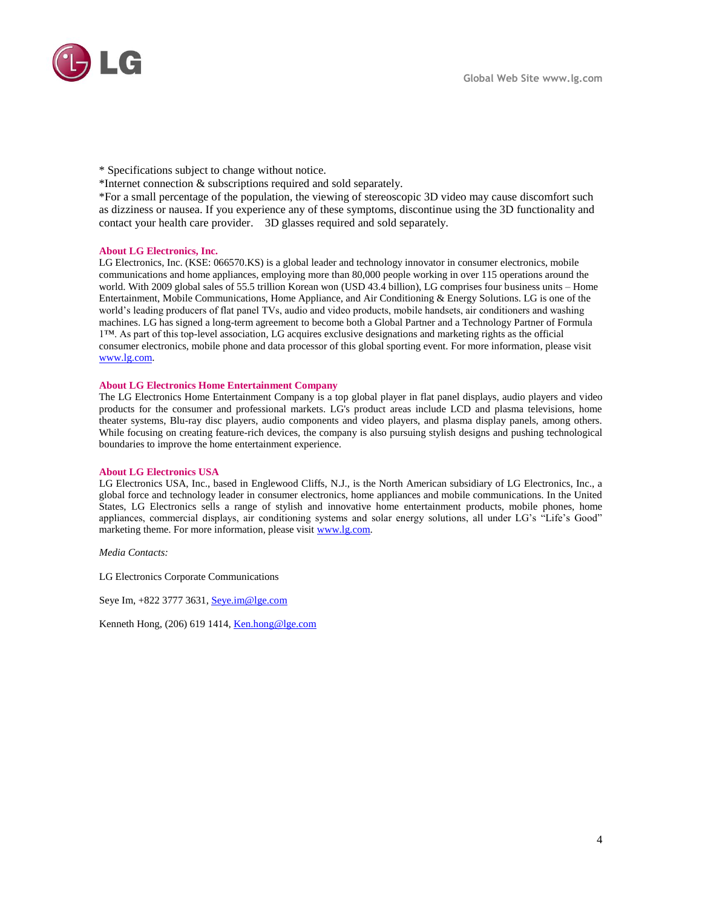* Specifications subject to change without notice.
*Internet connection & subscriptions required and sold separately.
*For a small percentage of the population, the viewing of stereoscopic 3D video may cause discomfort such as dizziness or nausea. If you experience any of these symptoms, discontinue using the 3D functionality and contact your health care provider.   3D glasses required and sold separately.

**About LG Electronics, Inc.**

LG Electronics, Inc. (KSE: 066570.KS) is a global leader and technology innovator in consumer electronics, mobile communications and home appliances, employing more than 80,000 people working in over 115 operations around the world. With 2009 global sales of 55.5 trillion Korean won (USD 43.4 billion), LG comprises four business units – Home Entertainment, Mobile Communications, Home Appliance, and Air Conditioning & Energy Solutions. LG is one of the world's leading producers of flat panel TVs, audio and video products, mobile handsets, air conditioners and washing machines. LG has signed a long-term agreement to become both a Global Partner and a Technology Partner of Formula 1™. As part of this top-level association, LG acquires exclusive designations and marketing rights as the official consumer electronics, mobile phone and data processor of this global sporting event. For more information, please visit www.lg.com.

**About LG Electronics Home Entertainment Company**

The LG Electronics Home Entertainment Company is a top global player in flat panel displays, audio players and video products for the consumer and professional markets. LG's product areas include LCD and plasma televisions, home theater systems, Blu-ray disc players, audio components and video players, and plasma display panels, among others. While focusing on creating feature-rich devices, the company is also pursuing stylish designs and pushing technological boundaries to improve the home entertainment experience.

**About LG Electronics USA**

LG Electronics USA, Inc., based in Englewood Cliffs, N.J., is the North American subsidiary of LG Electronics, Inc., a global force and technology leader in consumer electronics, home appliances and mobile communications. In the United States, LG Electronics sells a range of stylish and innovative home entertainment products, mobile phones, home appliances, commercial displays, air conditioning systems and solar energy solutions, all under LG's "Life's Good" marketing theme. For more information, please visit www.lg.com.

*Media Contacts:*

LG Electronics Corporate Communications

Seye Im, +822 3777 3631, Seye.im@lge.com

Kenneth Hong, (206) 619 1414, Ken.hong@lge.com